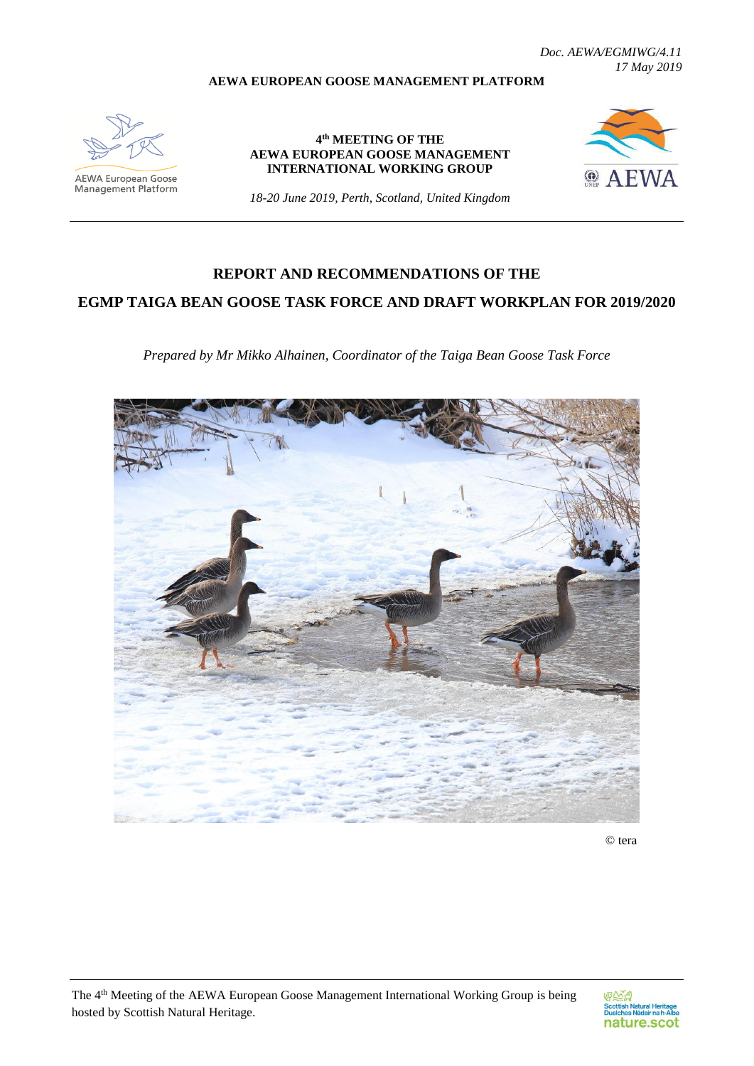*Doc. AEWA/EGMIWG/4.11*
*17 May 2019*

**AEWA EUROPEAN GOOSE MANAGEMENT PLATFORM**

AEWA European Goose Management Platform

**4th MEETING OF THE AEWA EUROPEAN GOOSE MANAGEMENT INTERNATIONAL WORKING GROUP**

*18-20 June 2019, Perth, Scotland, United Kingdom*

# REPORT AND RECOMMENDATIONS OF THE EGMP TAIGA BEAN GOOSE TASK FORCE AND DRAFT WORKPLAN FOR 2019/2020

*Prepared by Mr Mikko Alhainen, Coordinator of the Taiga Bean Goose Task Force*

© tera

The 4th Meeting of the AEWA European Goose Management International Working Group is being hosted by Scottish Natural Heritage.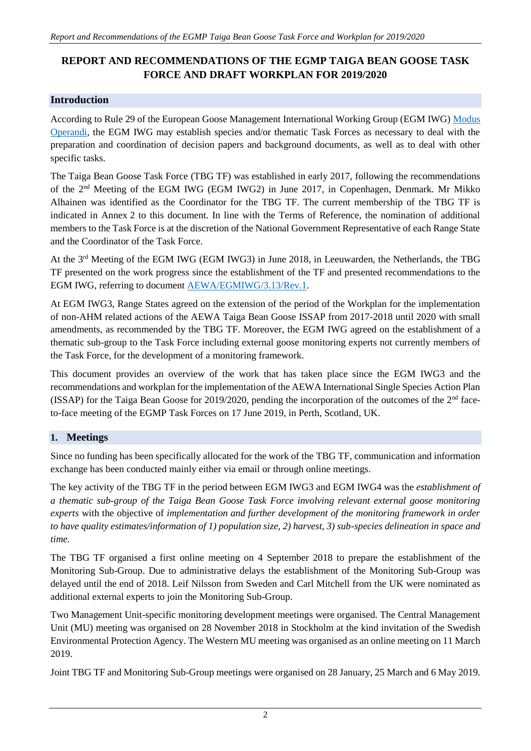# REPORT AND RECOMMENDATIONS OF THE EGMP TAIGA BEAN GOOSE TASK FORCE AND DRAFT WORKPLAN FOR 2019/2020

## Introduction

According to Rule 29 of the European Goose Management International Working Group (EGM IWG) Modus Operandi, the EGM IWG may establish species and/or thematic Task Forces as necessary to deal with the preparation and coordination of decision papers and background documents, as well as to deal with other specific tasks.

The Taiga Bean Goose Task Force (TBG TF) was established in early 2017, following the recommendations of the 2nd Meeting of the EGM IWG (EGM IWG2) in June 2017, in Copenhagen, Denmark. Mr Mikko Alhainen was identified as the Coordinator for the TBG TF. The current membership of the TBG TF is indicated in Annex 2 to this document. In line with the Terms of Reference, the nomination of additional members to the Task Force is at the discretion of the National Government Representative of each Range State and the Coordinator of the Task Force.

At the 3rd Meeting of the EGM IWG (EGM IWG3) in June 2018, in Leeuwarden, the Netherlands, the TBG TF presented on the work progress since the establishment of the TF and presented recommendations to the EGM IWG, referring to document AEWA/EGMIWG/3.13/Rev.1.

At EGM IWG3, Range States agreed on the extension of the period of the Workplan for the implementation of non-AHM related actions of the AEWA Taiga Bean Goose ISSAP from 2017-2018 until 2020 with small amendments, as recommended by the TBG TF. Moreover, the EGM IWG agreed on the establishment of a thematic sub-group to the Task Force including external goose monitoring experts not currently members of the Task Force, for the development of a monitoring framework.

This document provides an overview of the work that has taken place since the EGM IWG3 and the recommendations and workplan for the implementation of the AEWA International Single Species Action Plan (ISSAP) for the Taiga Bean Goose for 2019/2020, pending the incorporation of the outcomes of the 2nd face-to-face meeting of the EGMP Task Forces on 17 June 2019, in Perth, Scotland, UK.

## 1. Meetings

Since no funding has been specifically allocated for the work of the TBG TF, communication and information exchange has been conducted mainly either via email or through online meetings.

The key activity of the TBG TF in the period between EGM IWG3 and EGM IWG4 was the *establishment of a thematic sub-group of the Taiga Bean Goose Task Force involving relevant external goose monitoring experts* with the objective of *implementation and further development of the monitoring framework in order to have quality estimates/information of 1) population size, 2) harvest, 3) sub-species delineation in space and time.*

The TBG TF organised a first online meeting on 4 September 2018 to prepare the establishment of the Monitoring Sub-Group. Due to administrative delays the establishment of the Monitoring Sub-Group was delayed until the end of 2018. Leif Nilsson from Sweden and Carl Mitchell from the UK were nominated as additional external experts to join the Monitoring Sub-Group.

Two Management Unit-specific monitoring development meetings were organised. The Central Management Unit (MU) meeting was organised on 28 November 2018 in Stockholm at the kind invitation of the Swedish Environmental Protection Agency. The Western MU meeting was organised as an online meeting on 11 March 2019.

Joint TBG TF and Monitoring Sub-Group meetings were organised on 28 January, 25 March and 6 May 2019.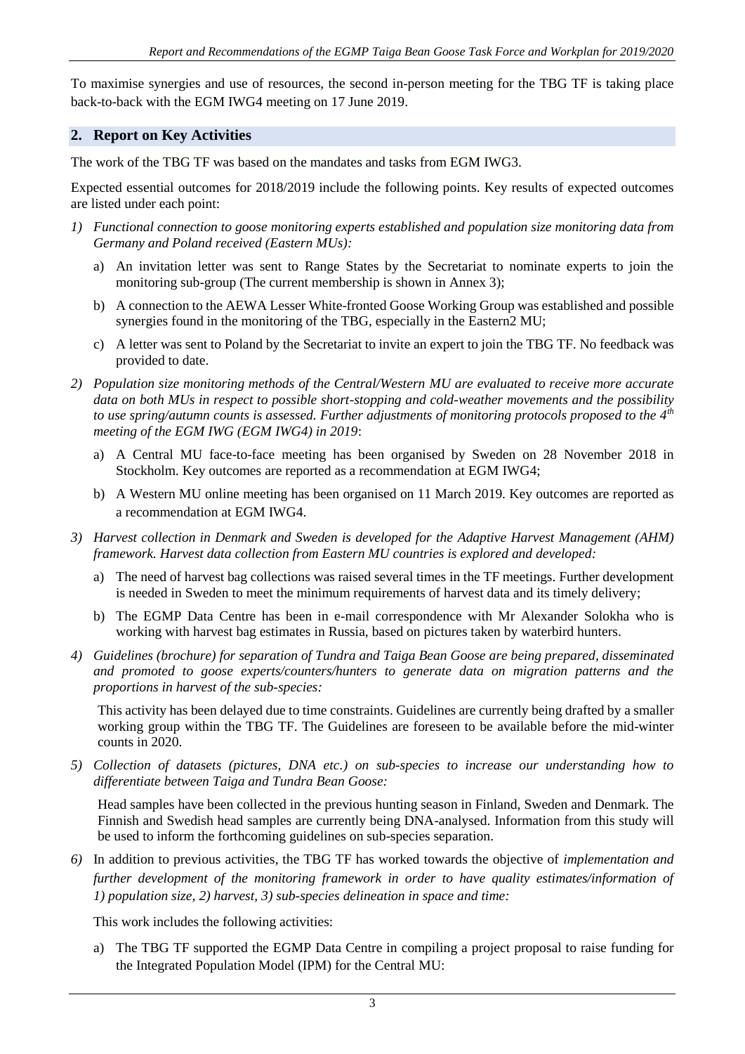To maximise synergies and use of resources, the second in-person meeting for the TBG TF is taking place back-to-back with the EGM IWG4 meeting on 17 June 2019.

## 2. Report on Key Activities

The work of the TBG TF was based on the mandates and tasks from EGM IWG3.

Expected essential outcomes for 2018/2019 include the following points. Key results of expected outcomes are listed under each point:

1) *Functional connection to goose monitoring experts established and population size monitoring data from Germany and Poland received (Eastern MUs):*

   a) An invitation letter was sent to Range States by the Secretariat to nominate experts to join the monitoring sub-group (The current membership is shown in Annex 3);

   b) A connection to the AEWA Lesser White-fronted Goose Working Group was established and possible synergies found in the monitoring of the TBG, especially in the Eastern2 MU;

   c) A letter was sent to Poland by the Secretariat to invite an expert to join the TBG TF. No feedback was provided to date.

2) *Population size monitoring methods of the Central/Western MU are evaluated to receive more accurate data on both MUs in respect to possible short-stopping and cold-weather movements and the possibility to use spring/autumn counts is assessed. Further adjustments of monitoring protocols proposed to the 4th meeting of the EGM IWG (EGM IWG4) in 2019*:

   a) A Central MU face-to-face meeting has been organised by Sweden on 28 November 2018 in Stockholm. Key outcomes are reported as a recommendation at EGM IWG4;

   b) A Western MU online meeting has been organised on 11 March 2019. Key outcomes are reported as a recommendation at EGM IWG4.

3) *Harvest collection in Denmark and Sweden is developed for the Adaptive Harvest Management (AHM) framework. Harvest data collection from Eastern MU countries is explored and developed:*

   a) The need of harvest bag collections was raised several times in the TF meetings. Further development is needed in Sweden to meet the minimum requirements of harvest data and its timely delivery;

   b) The EGMP Data Centre has been in e-mail correspondence with Mr Alexander Solokha who is working with harvest bag estimates in Russia, based on pictures taken by waterbird hunters.

4) *Guidelines (brochure) for separation of Tundra and Taiga Bean Goose are being prepared, disseminated and promoted to goose experts/counters/hunters to generate data on migration patterns and the proportions in harvest of the sub-species:*

   This activity has been delayed due to time constraints. Guidelines are currently being drafted by a smaller working group within the TBG TF. The Guidelines are foreseen to be available before the mid-winter counts in 2020.

5) *Collection of datasets (pictures, DNA etc.) on sub-species to increase our understanding how to differentiate between Taiga and Tundra Bean Goose:*

   Head samples have been collected in the previous hunting season in Finland, Sweden and Denmark. The Finnish and Swedish head samples are currently being DNA-analysed. Information from this study will be used to inform the forthcoming guidelines on sub-species separation.

6) In addition to previous activities, the TBG TF has worked towards the objective of *implementation and further development of the monitoring framework in order to have quality estimates/information of 1) population size, 2) harvest, 3) sub-species delineation in space and time:*

   This work includes the following activities:

   a) The TBG TF supported the EGMP Data Centre in compiling a project proposal to raise funding for the Integrated Population Model (IPM) for the Central MU: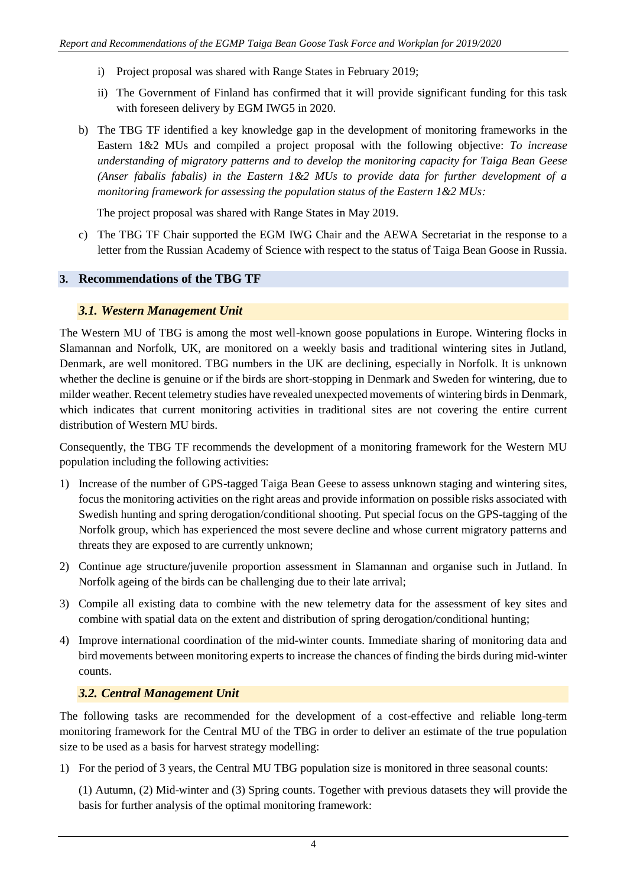i) Project proposal was shared with Range States in February 2019;

ii) The Government of Finland has confirmed that it will provide significant funding for this task with foreseen delivery by EGM IWG5 in 2020.

b) The TBG TF identified a key knowledge gap in the development of monitoring frameworks in the Eastern 1&2 MUs and compiled a project proposal with the following objective: *To increase understanding of migratory patterns and to develop the monitoring capacity for Taiga Bean Geese (Anser fabalis fabalis) in the Eastern 1&2 MUs to provide data for further development of a monitoring framework for assessing the population status of the Eastern 1&2 MUs:*

The project proposal was shared with Range States in May 2019.

c) The TBG TF Chair supported the EGM IWG Chair and the AEWA Secretariat in the response to a letter from the Russian Academy of Science with respect to the status of Taiga Bean Goose in Russia.

## 3. Recommendations of the TBG TF

### *3.1. Western Management Unit*

The Western MU of TBG is among the most well-known goose populations in Europe. Wintering flocks in Slamannan and Norfolk, UK, are monitored on a weekly basis and traditional wintering sites in Jutland, Denmark, are well monitored. TBG numbers in the UK are declining, especially in Norfolk. It is unknown whether the decline is genuine or if the birds are short-stopping in Denmark and Sweden for wintering, due to milder weather. Recent telemetry studies have revealed unexpected movements of wintering birds in Denmark, which indicates that current monitoring activities in traditional sites are not covering the entire current distribution of Western MU birds.

Consequently, the TBG TF recommends the development of a monitoring framework for the Western MU population including the following activities:

1) Increase of the number of GPS-tagged Taiga Bean Geese to assess unknown staging and wintering sites, focus the monitoring activities on the right areas and provide information on possible risks associated with Swedish hunting and spring derogation/conditional shooting. Put special focus on the GPS-tagging of the Norfolk group, which has experienced the most severe decline and whose current migratory patterns and threats they are exposed to are currently unknown;

2) Continue age structure/juvenile proportion assessment in Slamannan and organise such in Jutland. In Norfolk ageing of the birds can be challenging due to their late arrival;

3) Compile all existing data to combine with the new telemetry data for the assessment of key sites and combine with spatial data on the extent and distribution of spring derogation/conditional hunting;

4) Improve international coordination of the mid-winter counts. Immediate sharing of monitoring data and bird movements between monitoring experts to increase the chances of finding the birds during mid-winter counts.

### *3.2. Central Management Unit*

The following tasks are recommended for the development of a cost-effective and reliable long-term monitoring framework for the Central MU of the TBG in order to deliver an estimate of the true population size to be used as a basis for harvest strategy modelling:

1) For the period of 3 years, the Central MU TBG population size is monitored in three seasonal counts:

   (1) Autumn, (2) Mid-winter and (3) Spring counts. Together with previous datasets they will provide the basis for further analysis of the optimal monitoring framework: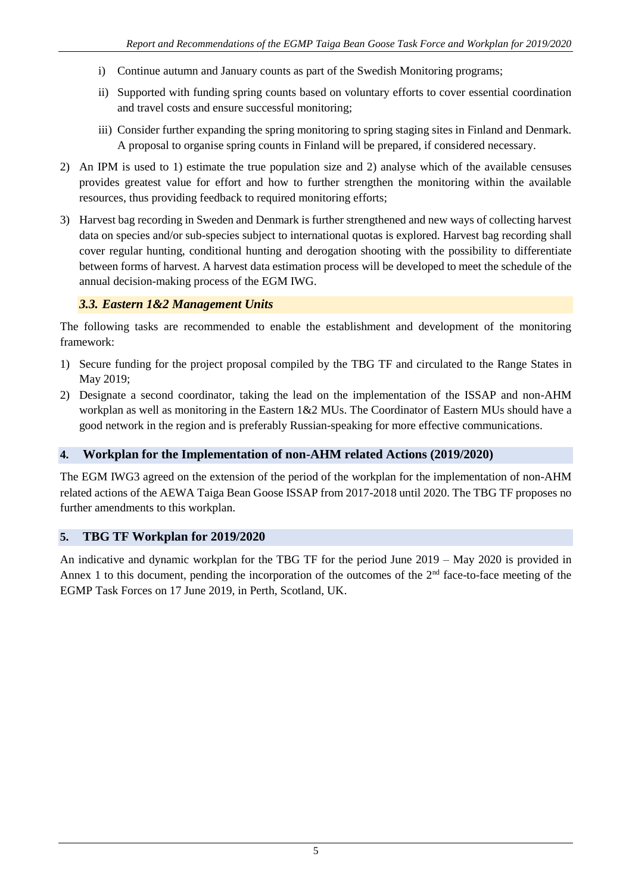i) Continue autumn and January counts as part of the Swedish Monitoring programs;

   ii) Supported with funding spring counts based on voluntary efforts to cover essential coordination and travel costs and ensure successful monitoring;

   iii) Consider further expanding the spring monitoring to spring staging sites in Finland and Denmark. A proposal to organise spring counts in Finland will be prepared, if considered necessary.

2) An IPM is used to 1) estimate the true population size and 2) analyse which of the available censuses provides greatest value for effort and how to further strengthen the monitoring within the available resources, thus providing feedback to required monitoring efforts;

3) Harvest bag recording in Sweden and Denmark is further strengthened and new ways of collecting harvest data on species and/or sub-species subject to international quotas is explored. Harvest bag recording shall cover regular hunting, conditional hunting and derogation shooting with the possibility to differentiate between forms of harvest. A harvest data estimation process will be developed to meet the schedule of the annual decision-making process of the EGM IWG.

### *3.3. Eastern 1&2 Management Units*

The following tasks are recommended to enable the establishment and development of the monitoring framework:

1) Secure funding for the project proposal compiled by the TBG TF and circulated to the Range States in May 2019;
2) Designate a second coordinator, taking the lead on the implementation of the ISSAP and non-AHM workplan as well as monitoring in the Eastern 1&2 MUs. The Coordinator of Eastern MUs should have a good network in the region and is preferably Russian-speaking for more effective communications.

## 4. Workplan for the Implementation of non-AHM related Actions (2019/2020)

The EGM IWG3 agreed on the extension of the period of the workplan for the implementation of non-AHM related actions of the AEWA Taiga Bean Goose ISSAP from 2017-2018 until 2020. The TBG TF proposes no further amendments to this workplan.

## 5. TBG TF Workplan for 2019/2020

An indicative and dynamic workplan for the TBG TF for the period June 2019 – May 2020 is provided in Annex 1 to this document, pending the incorporation of the outcomes of the 2nd face-to-face meeting of the EGMP Task Forces on 17 June 2019, in Perth, Scotland, UK.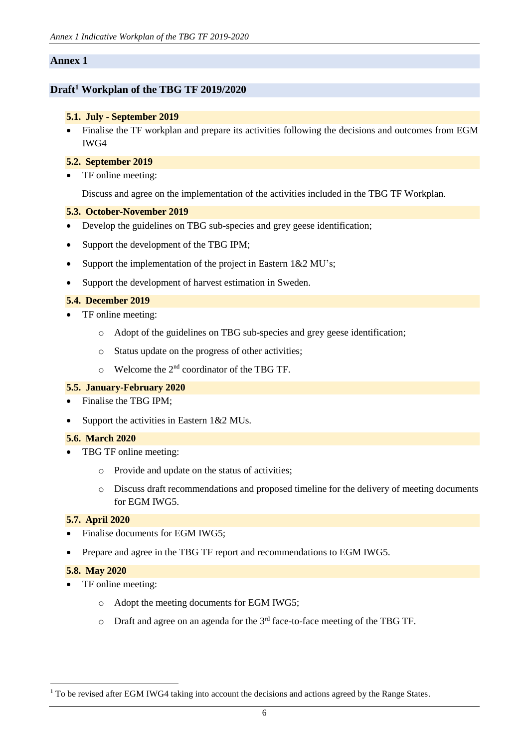## Annex 1

## Draft[1] Workplan of the TBG TF 2019/2020

### 5.1. July - September 2019

- Finalise the TF workplan and prepare its activities following the decisions and outcomes from EGM IWG4

### 5.2. September 2019

- TF online meeting:

  Discuss and agree on the implementation of the activities included in the TBG TF Workplan.

### 5.3. October-November 2019

- Develop the guidelines on TBG sub-species and grey geese identification;
- Support the development of the TBG IPM;
- Support the implementation of the project in Eastern 1&2 MU's;
- Support the development of harvest estimation in Sweden.

### 5.4. December 2019

- TF online meeting:
  - Adopt of the guidelines on TBG sub-species and grey geese identification;
  - Status update on the progress of other activities;
  - Welcome the 2nd coordinator of the TBG TF.

### 5.5. January-February 2020

- Finalise the TBG IPM;
- Support the activities in Eastern 1&2 MUs.

### 5.6. March 2020

- TBG TF online meeting:
  - Provide and update on the status of activities;
  - Discuss draft recommendations and proposed timeline for the delivery of meeting documents for EGM IWG5.

### 5.7. April 2020

- Finalise documents for EGM IWG5;
- Prepare and agree in the TBG TF report and recommendations to EGM IWG5.

### 5.8. May 2020

- TF online meeting:
  - Adopt the meeting documents for EGM IWG5;
  - Draft and agree on an agenda for the 3rd face-to-face meeting of the TBG TF.

---

[1] To be revised after EGM IWG4 taking into account the decisions and actions agreed by the Range States.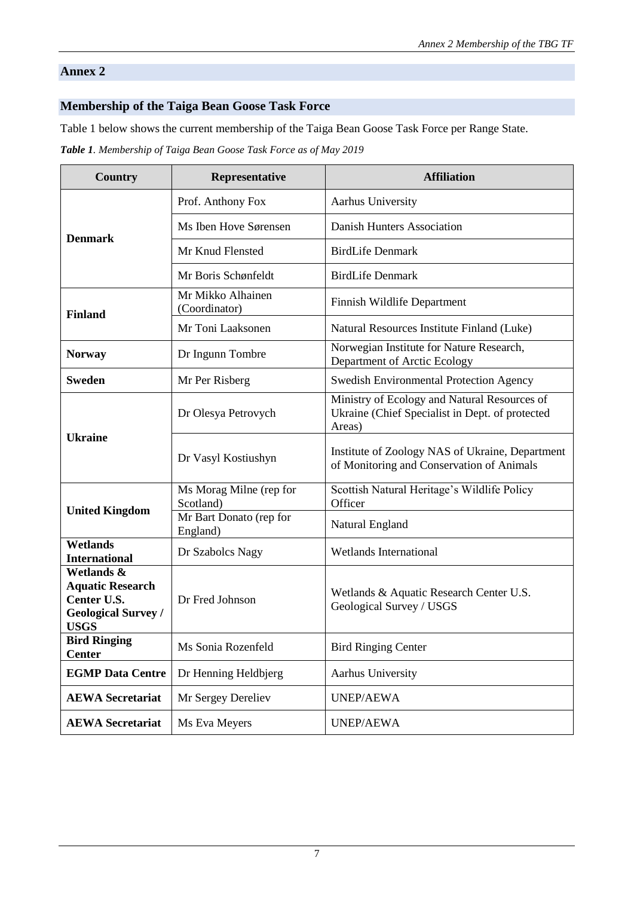## Annex 2

## Membership of the Taiga Bean Goose Task Force

Table 1 below shows the current membership of the Taiga Bean Goose Task Force per Range State.

***Table 1**. Membership of Taiga Bean Goose Task Force as of May 2019*

| Country | Representative | Affiliation |
|---|---|---|
| **Denmark** | Prof. Anthony Fox | Aarhus University |
| | Ms Iben Hove Sørensen | Danish Hunters Association |
| | Mr Knud Flensted | BirdLife Denmark |
| | Mr Boris Schønfeldt | BirdLife Denmark |
| **Finland** | Mr Mikko Alhainen (Coordinator) | Finnish Wildlife Department |
| | Mr Toni Laaksonen | Natural Resources Institute Finland (Luke) |
| **Norway** | Dr Ingunn Tombre | Norwegian Institute for Nature Research, Department of Arctic Ecology |
| **Sweden** | Mr Per Risberg | Swedish Environmental Protection Agency |
| **Ukraine** | Dr Olesya Petrovych | Ministry of Ecology and Natural Resources of Ukraine (Chief Specialist in Dept. of protected Areas) |
| | Dr Vasyl Kostiushyn | Institute of Zoology NAS of Ukraine, Department of Monitoring and Conservation of Animals |
| **United Kingdom** | Ms Morag Milne (rep for Scotland) | Scottish Natural Heritage's Wildlife Policy Officer |
| | Mr Bart Donato (rep for England) | Natural England |
| **Wetlands International** | Dr Szabolcs Nagy | Wetlands International |
| **Wetlands & Aquatic Research Center U.S. Geological Survey / USGS** | Dr Fred Johnson | Wetlands & Aquatic Research Center U.S. Geological Survey / USGS |
| **Bird Ringing Center** | Ms Sonia Rozenfeld | Bird Ringing Center |
| **EGMP Data Centre** | Dr Henning Heldbjerg | Aarhus University |
| **AEWA Secretariat** | Mr Sergey Dereliev | UNEP/AEWA |
| **AEWA Secretariat** | Ms Eva Meyers | UNEP/AEWA |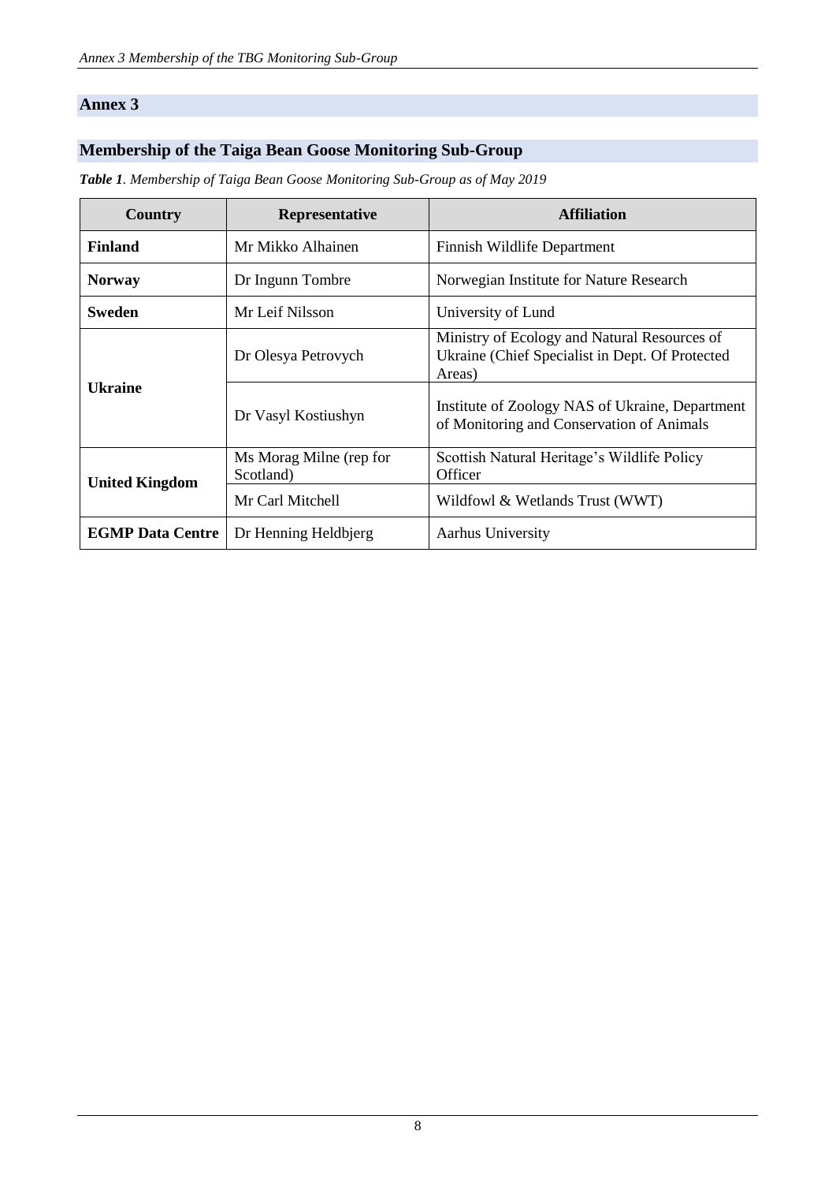## Annex 3

## Membership of the Taiga Bean Goose Monitoring Sub-Group

***Table 1**. Membership of Taiga Bean Goose Monitoring Sub-Group as of May 2019*

| Country | Representative | Affiliation |
|---|---|---|
| **Finland** | Mr Mikko Alhainen | Finnish Wildlife Department |
| **Norway** | Dr Ingunn Tombre | Norwegian Institute for Nature Research |
| **Sweden** | Mr Leif Nilsson | University of Lund |
| **Ukraine** | Dr Olesya Petrovych | Ministry of Ecology and Natural Resources of Ukraine (Chief Specialist in Dept. Of Protected Areas) |
| | Dr Vasyl Kostiushyn | Institute of Zoology NAS of Ukraine, Department of Monitoring and Conservation of Animals |
| **United Kingdom** | Ms Morag Milne (rep for Scotland) | Scottish Natural Heritage's Wildlife Policy Officer |
| | Mr Carl Mitchell | Wildfowl & Wetlands Trust (WWT) |
| **EGMP Data Centre** | Dr Henning Heldbjerg | Aarhus University |